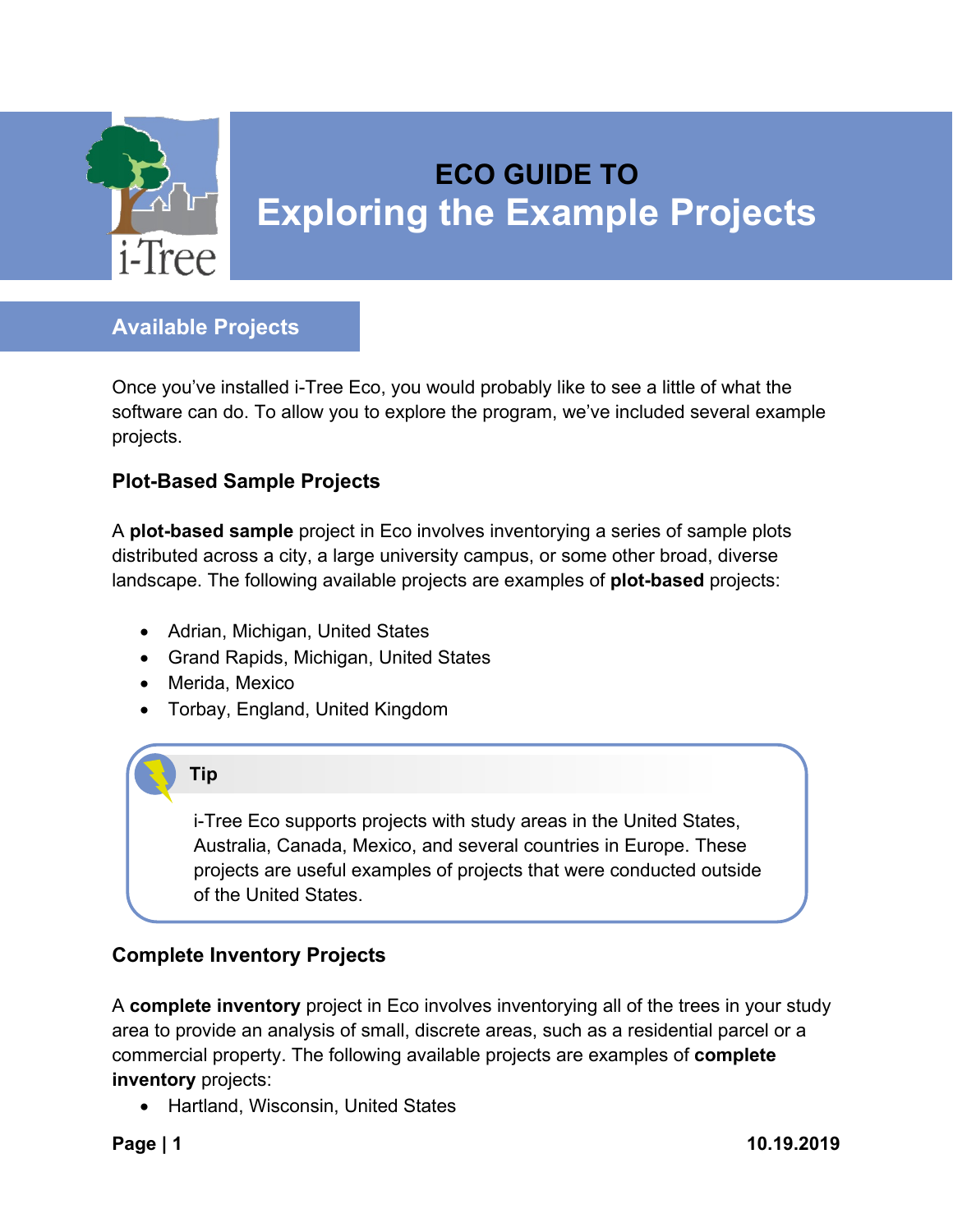# ECO GUIDE TO

# Exploring the Example Projects

## Available Projects

Once you've installed i-Tree Eco, you would probably like to see a little of what the software can do. To allow you to explore the program, we've included several example projects.

### Plot-Based Sample Projects

A **plot-based sample** project in Eco involves inventorying a series of sample plots distributed across a city, a large university campus, or some other broad, diverse landscape. The following available projects are examples of **plot-based** projects:

- Adrian, Michigan, United States
- Grand Rapids, Michigan, United States
- Merida, Mexico
- Torbay, England, United Kingdom

> **Tip**
>
> i-Tree Eco supports projects with study areas in the United States, Australia, Canada, Mexico, and several countries in Europe. These projects are useful examples of projects that were conducted outside of the United States.

### Complete Inventory Projects

A **complete inventory** project in Eco involves inventorying all of the trees in your study area to provide an analysis of small, discrete areas, such as a residential parcel or a commercial property. The following available projects are examples of **complete inventory** projects:

- Hartland, Wisconsin, United States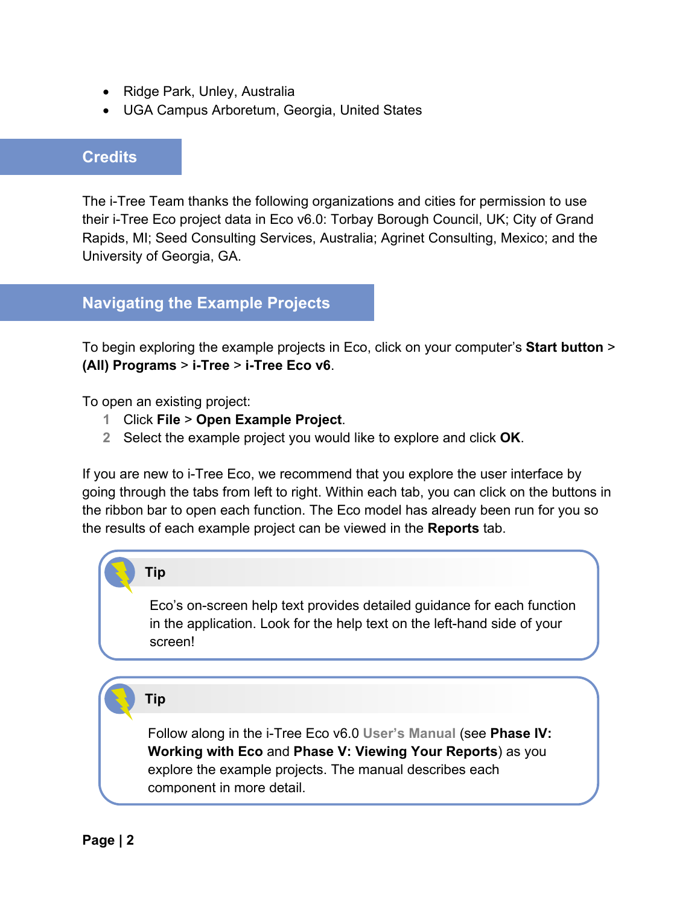- Ridge Park, Unley, Australia
- UGA Campus Arboretum, Georgia, United States

## Credits

The i-Tree Team thanks the following organizations and cities for permission to use their i-Tree Eco project data in Eco v6.0: Torbay Borough Council, UK; City of Grand Rapids, MI; Seed Consulting Services, Australia; Agrinet Consulting, Mexico; and the University of Georgia, GA.

## Navigating the Example Projects

To begin exploring the example projects in Eco, click on your computer's **Start button** > **(All) Programs** > **i-Tree** > **i-Tree Eco v6**.

To open an existing project:

1. Click **File** > **Open Example Project**.
2. Select the example project you would like to explore and click **OK**.

If you are new to i-Tree Eco, we recommend that you explore the user interface by going through the tabs from left to right. Within each tab, you can click on the buttons in the ribbon bar to open each function. The Eco model has already been run for you so the results of each example project can be viewed in the **Reports** tab.

> **Tip**
>
> Eco's on-screen help text provides detailed guidance for each function in the application. Look for the help text on the left-hand side of your screen!

> **Tip**
>
> Follow along in the i-Tree Eco v6.0 User's Manual (see **Phase IV: Working with Eco** and **Phase V: Viewing Your Reports**) as you explore the example projects. The manual describes each component in more detail.